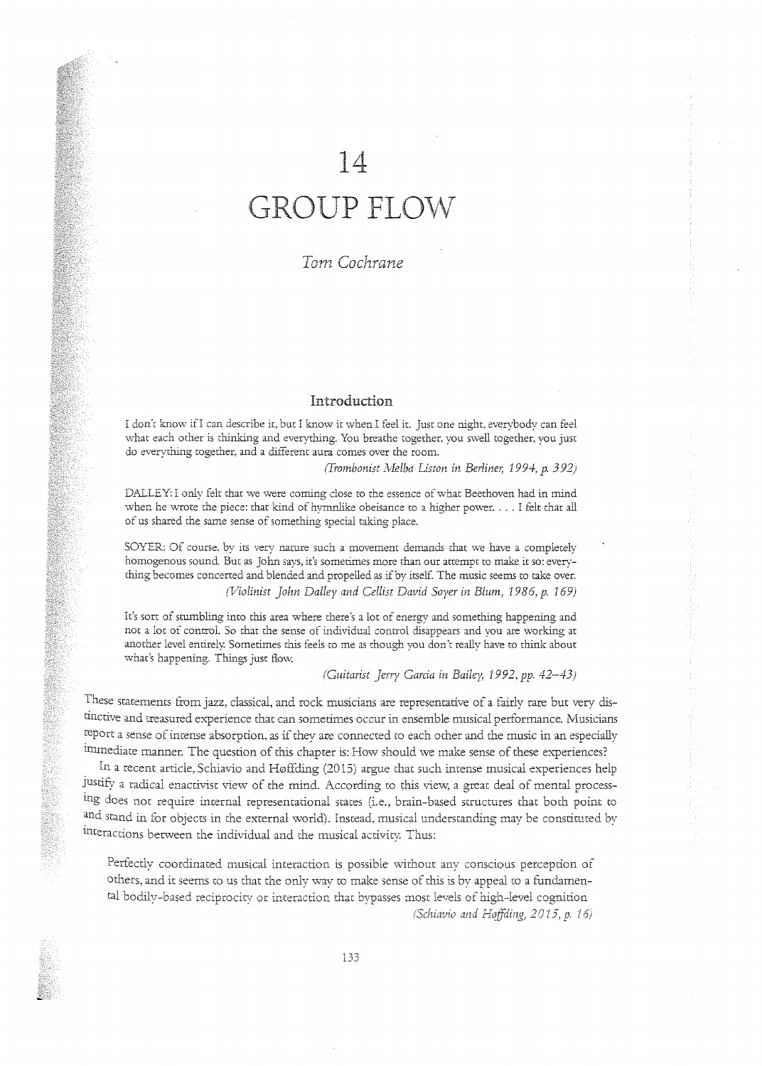# 14

# GROUP FLOW

*Tom Cochrane*

## Introduction

> I don't know if I can describe it, but I know it when I feel it. Just one night, everybody can feel what each other is thinking and everything. You breathe together, you swell together, you just do everything together, and a different aura comes over the room.
>
> *(Trombonist Melba Liston in Berliner, 1994, p. 392)*

> DALLEY: I only felt that we were coming close to the essence of what Beethoven had in mind when he wrote the piece: that kind of hymnlike obeisance to a higher power. . . . I felt that all of us shared the same sense of something special taking place.
>
> SOYER: Of course, by its very nature such a movement demands that we have a completely homogenous sound. But as John says, it's sometimes more than our attempt to make it so: everything becomes concerted and blended and propelled as if by itself. The music seems to take over.
>
> *(Violinist John Dalley and Cellist David Soyer in Blum, 1986, p. 169)*

> It's sort of stumbling into this area where there's a lot of energy and something happening and not a lot of control. So that the sense of individual control disappears and you are working at another level entirely. Sometimes this feels to me as though you don't really have to think about what's happening. Things just flow.
>
> *(Guitarist Jerry Garcia in Bailey, 1992, pp. 42–43)*

These statements from jazz, classical, and rock musicians are representative of a fairly rare but very distinctive and treasured experience that can sometimes occur in ensemble musical performance. Musicians report a sense of intense absorption, as if they are connected to each other and the music in an especially immediate manner. The question of this chapter is: How should we make sense of these experiences?

In a recent article, Schiavio and Høffding (2015) argue that such intense musical experiences help justify a radical enactivist view of the mind. According to this view, a great deal of mental processing does not require internal representational states (i.e., brain-based structures that both point to and stand in for objects in the external world). Instead, musical understanding may be constituted by interactions between the individual and the musical activity. Thus:

> Perfectly coordinated musical interaction is possible without any conscious perception of others, and it seems to us that the only way to make sense of this is by appeal to a fundamental bodily-based reciprocity or interaction that bypasses most levels of high-level cognition
>
> *(Schiavio and Høffding, 2015, p. 16)*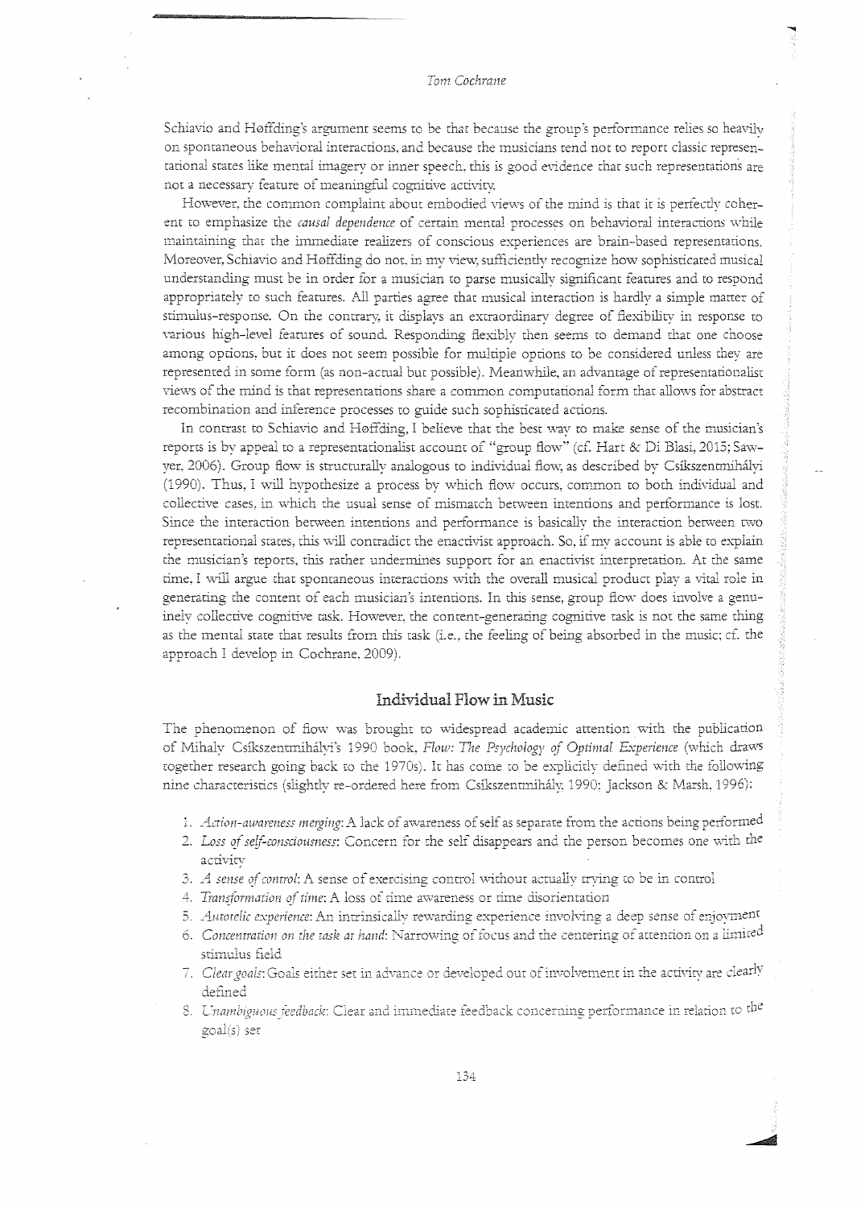Schiavio and Høffding's argument seems to be that because the group's performance relies so heavily on spontaneous behavioral interactions, and because the musicians tend not to report classic representational states like mental imagery or inner speech, this is good evidence that such representations are not a necessary feature of meaningful cognitive activity.

However, the common complaint about embodied views of the mind is that it is perfectly coherent to emphasize the *causal dependence* of certain mental processes on behavioral interactions while maintaining that the immediate realizers of conscious experiences are brain-based representations. Moreover, Schiavio and Høffding do not, in my view, sufficiently recognize how sophisticated musical understanding must be in order for a musician to parse musically significant features and to respond appropriately to such features. All parties agree that musical interaction is hardly a simple matter of stimulus-response. On the contrary, it displays an extraordinary degree of flexibility in response to various high-level features of sound. Responding flexibly then seems to demand that one choose among options, but it does not seem possible for multiple options to be considered unless they are represented in some form (as non-actual but possible). Meanwhile, an advantage of representationalist views of the mind is that representations share a common computational form that allows for abstract recombination and inference processes to guide such sophisticated actions.

In contrast to Schiavio and Høffding, I believe that the best way to make sense of the musician's reports is by appeal to a representationalist account of "group flow" (cf. Hart & Di Blasi, 2015; Sawyer, 2006). Group flow is structurally analogous to individual flow, as described by Csíkszentmihályi (1990). Thus, I will hypothesize a process by which flow occurs, common to both individual and collective cases, in which the usual sense of mismatch between intentions and performance is lost. Since the interaction between intentions and performance is basically the interaction between two representational states, this will contradict the enactivist approach. So, if my account is able to explain the musician's reports, this rather undermines support for an enactivist interpretation. At the same time, I will argue that spontaneous interactions with the overall musical product play a vital role in generating the content of each musician's intentions. In this sense, group flow does involve a genuinely collective cognitive task. However, the content-generating cognitive task is not the same thing as the mental state that results from this task (i.e., the feeling of being absorbed in the music; cf. the approach I develop in Cochrane, 2009).

## Individual Flow in Music

The phenomenon of flow was brought to widespread academic attention with the publication of Mihaly Csíkszentmihályi's 1990 book, *Flow: The Psychology of Optimal Experience* (which draws together research going back to the 1970s). It has come to be explicitly defined with the following nine characteristics (slightly re-ordered here from Csíkszentmihály, 1990; Jackson & Marsh, 1996):

1. *Action-awareness merging*: A lack of awareness of self as separate from the actions being performed
2. *Loss of self-consciousness*: Concern for the self disappears and the person becomes one with the activity
3. *A sense of control*: A sense of exercising control without actually trying to be in control
4. *Transformation of time*: A loss of time awareness or time disorientation
5. *Autotelic experience*: An intrinsically rewarding experience involving a deep sense of enjoyment
6. *Concentration on the task at hand*: Narrowing of focus and the centering of attention on a limited stimulus field
7. *Clear goals*: Goals either set in advance or developed out of involvement in the activity are clearly defined
8. *Unambiguous feedback*: Clear and immediate feedback concerning performance in relation to the goal(s) set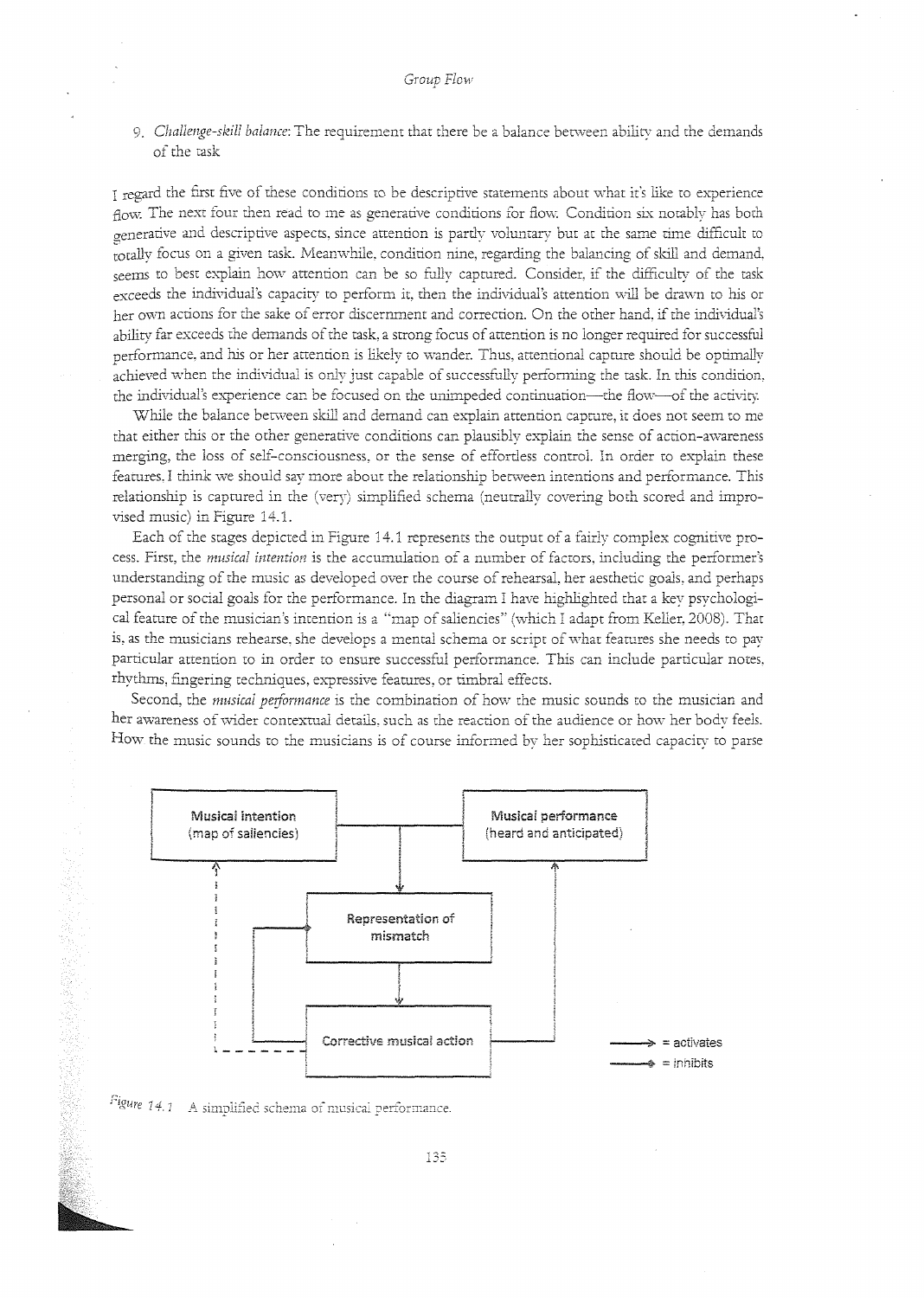9. *Challenge-skill balance*: The requirement that there be a balance between ability and the demands of the task

I regard the first five of these conditions to be descriptive statements about what it's like to experience flow. The next four then read to me as generative conditions for flow. Condition six notably has both generative and descriptive aspects, since attention is partly voluntary but at the same time difficult to totally focus on a given task. Meanwhile, condition nine, regarding the balancing of skill and demand, seems to best explain how attention can be so fully captured. Consider, if the difficulty of the task exceeds the individual's capacity to perform it, then the individual's attention will be drawn to his or her own actions for the sake of error discernment and correction. On the other hand, if the individual's ability far exceeds the demands of the task, a strong focus of attention is no longer required for successful performance, and his or her attention is likely to wander. Thus, attentional capture should be optimally achieved when the individual is only just capable of successfully performing the task. In this condition, the individual's experience can be focused on the unimpeded continuation—the flow—of the activity.

While the balance between skill and demand can explain attention capture, it does not seem to me that either this or the other generative conditions can plausibly explain the sense of action-awareness merging, the loss of self-consciousness, or the sense of effortless control. In order to explain these features, I think we should say more about the relationship between intentions and performance. This relationship is captured in the (very) simplified schema (neutrally covering both scored and improvised music) in Figure 14.1.

Each of the stages depicted in Figure 14.1 represents the output of a fairly complex cognitive process. First, the *musical intention* is the accumulation of a number of factors, including the performer's understanding of the music as developed over the course of rehearsal, her aesthetic goals, and perhaps personal or social goals for the performance. In the diagram I have highlighted that a key psychological feature of the musician's intention is a "map of saliencies" (which I adapt from Keller, 2008). That is, as the musicians rehearse, she develops a mental schema or script of what features she needs to pay particular attention to in order to ensure successful performance. This can include particular notes, rhythms, fingering techniques, expressive features, or timbral effects.

Second, the *musical performance* is the combination of how the music sounds to the musician and her awareness of wider contextual details, such as the reaction of the audience or how her body feels. How the music sounds to the musicians is of course informed by her sophisticated capacity to parse

Musical intention (map of saliencies) | Musical performance (heard and anticipated) | Representation of mismatch | Corrective musical action | → = activates | = inhibits

*Figure 14.1* A simplified schema of musical performance.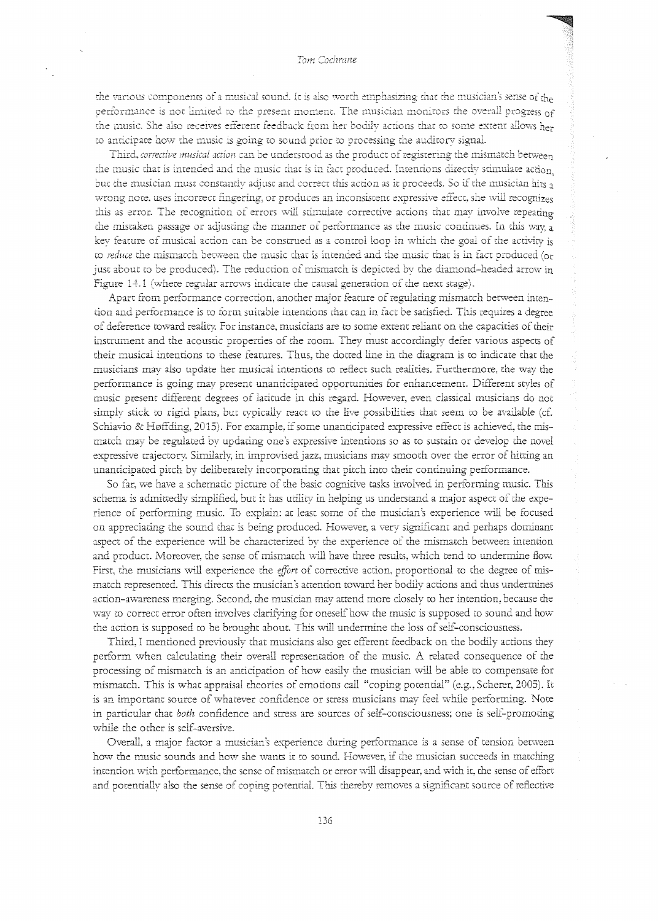the various components of a musical sound. It is also worth emphasizing that the musician's sense of the performance is not limited to the present moment. The musician monitors the overall progress of the music. She also receives efferent feedback from her bodily actions that to some extent allows her to anticipate how the music is going to sound prior to processing the auditory signal.

Third, *corrective musical action* can be understood as the product of registering the mismatch between the music that is intended and the music that is in fact produced. Intentions directly stimulate action, but the musician must constantly adjust and correct this action as it proceeds. So if the musician hits a wrong note, uses incorrect fingering, or produces an inconsistent expressive effect, she will recognizes this as error. The recognition of errors will stimulate corrective actions that may involve repeating the mistaken passage or adjusting the manner of performance as the music continues. In this way, a key feature of musical action can be construed as a control loop in which the goal of the activity is to *reduce* the mismatch between the music that is intended and the music that is in fact produced (or just about to be produced). The reduction of mismatch is depicted by the diamond-headed arrow in Figure 14.1 (where regular arrows indicate the causal generation of the next stage).

Apart from performance correction, another major feature of regulating mismatch between intention and performance is to form suitable intentions that can in fact be satisfied. This requires a degree of deference toward reality. For instance, musicians are to some extent reliant on the capacities of their instrument and the acoustic properties of the room. They must accordingly defer various aspects of their musical intentions to these features. Thus, the dotted line in the diagram is to indicate that the musicians may also update her musical intentions to reflect such realities. Furthermore, the way the performance is going may present unanticipated opportunities for enhancement. Different styles of music present different degrees of latitude in this regard. However, even classical musicians do not simply stick to rigid plans, but typically react to the live possibilities that seem to be available (cf. Schiavio & Høffding, 2015). For example, if some unanticipated expressive effect is achieved, the mismatch may be regulated by updating one's expressive intentions so as to sustain or develop the novel expressive trajectory. Similarly, in improvised jazz, musicians may smooth over the error of hitting an unanticipated pitch by deliberately incorporating that pitch into their continuing performance.

So far, we have a schematic picture of the basic cognitive tasks involved in performing music. This schema is admittedly simplified, but it has utility in helping us understand a major aspect of the experience of performing music. To explain: at least some of the musician's experience will be focused on appreciating the sound that is being produced. However, a very significant and perhaps dominant aspect of the experience will be characterized by the experience of the mismatch between intention and product. Moreover, the sense of mismatch will have three results, which tend to undermine flow. First, the musicians will experience the *effort* of corrective action, proportional to the degree of mismatch represented. This directs the musician's attention toward her bodily actions and thus undermines action-awareness merging. Second, the musician may attend more closely to her intention, because the way to correct error often involves clarifying for oneself how the music is supposed to sound and how the action is supposed to be brought about. This will undermine the loss of self-consciousness.

Third, I mentioned previously that musicians also get efferent feedback on the bodily actions they perform when calculating their overall representation of the music. A related consequence of the processing of mismatch is an anticipation of how easily the musician will be able to compensate for mismatch. This is what appraisal theories of emotions call "coping potential" (e.g., Scherer, 2005). It is an important source of whatever confidence or stress musicians may feel while performing. Note in particular that *both* confidence and stress are sources of self-consciousness: one is self-promoting while the other is self-aversive.

Overall, a major factor a musician's experience during performance is a sense of tension between how the music sounds and how she wants it to sound. However, if the musician succeeds in matching intention with performance, the sense of mismatch or error will disappear, and with it, the sense of effort and potentially also the sense of coping potential. This thereby removes a significant source of reflective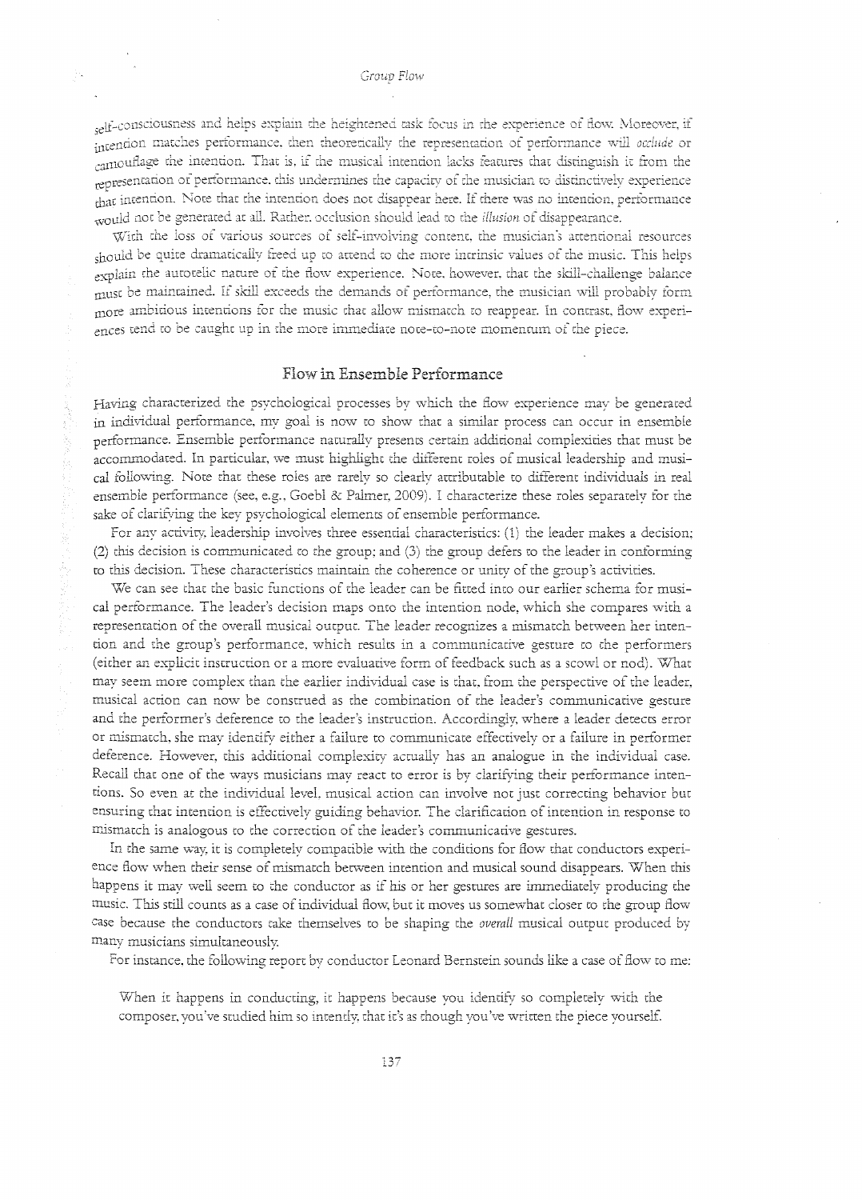self-consciousness and helps explain the heightened task focus in the experience of flow. Moreover, if intention matches performance, then theoretically the representation of performance will *occlude* or camouflage the intention. That is, if the musical intention lacks features that distinguish it from the representation of performance, this undermines the capacity of the musician to distinctively experience that intention. Note that the intention does not disappear here. If there was no intention, performance would not be generated at all. Rather, occlusion should lead to the *illusion* of disappearance.

With the loss of various sources of self-involving content, the musician's attentional resources should be quite dramatically freed up to attend to the more intrinsic values of the music. This helps explain the autotelic nature of the flow experience. Note, however, that the skill-challenge balance must be maintained. If skill exceeds the demands of performance, the musician will probably form more ambitious intentions for the music that allow mismatch to reappear. In contrast, flow experiences tend to be caught up in the more immediate note-to-note momentum of the piece.

## Flow in Ensemble Performance

Having characterized the psychological processes by which the flow experience may be generated in individual performance, my goal is now to show that a similar process can occur in ensemble performance. Ensemble performance naturally presents certain additional complexities that must be accommodated. In particular, we must highlight the different roles of musical leadership and musical following. Note that these roles are rarely so clearly attributable to different individuals in real ensemble performance (see, e.g., Goebl & Palmer, 2009). I characterize these roles separately for the sake of clarifying the key psychological elements of ensemble performance.

For any activity, leadership involves three essential characteristics: (1) the leader makes a decision; (2) this decision is communicated to the group; and (3) the group defers to the leader in conforming to this decision. These characteristics maintain the coherence or unity of the group's activities.

We can see that the basic functions of the leader can be fitted into our earlier schema for musical performance. The leader's decision maps onto the intention node, which she compares with a representation of the overall musical output. The leader recognizes a mismatch between her intention and the group's performance, which results in a communicative gesture to the performers (either an explicit instruction or a more evaluative form of feedback such as a scowl or nod). What may seem more complex than the earlier individual case is that, from the perspective of the leader, musical action can now be construed as the combination of the leader's communicative gesture and the performer's deference to the leader's instruction. Accordingly, where a leader detects error or mismatch, she may identify either a failure to communicate effectively or a failure in performer deference. However, this additional complexity actually has an analogue in the individual case. Recall that one of the ways musicians may react to error is by clarifying their performance intentions. So even at the individual level, musical action can involve not just correcting behavior but ensuring that intention is effectively guiding behavior. The clarification of intention in response to mismatch is analogous to the correction of the leader's communicative gestures.

In the same way, it is completely compatible with the conditions for flow that conductors experience flow when their sense of mismatch between intention and musical sound disappears. When this happens it may well seem to the conductor as if his or her gestures are immediately producing the music. This still counts as a case of individual flow, but it moves us somewhat closer to the group flow case because the conductors take themselves to be shaping the *overall* musical output produced by many musicians simultaneously.

For instance, the following report by conductor Leonard Bernstein sounds like a case of flow to me:

> When it happens in conducting, it happens because you identify so completely with the composer, you've studied him so intently, that it's as though you've written the piece yourself.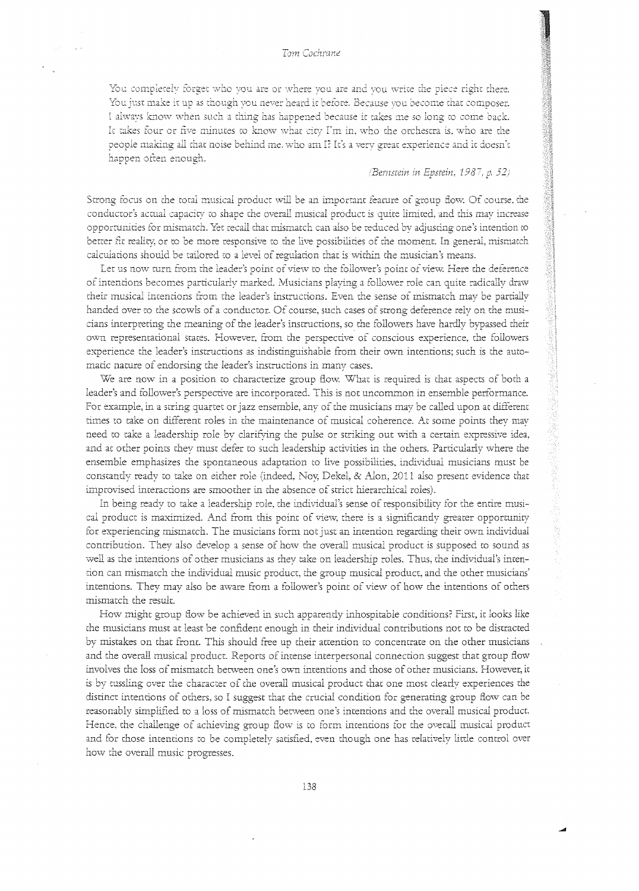> You completely forget who you are or where you are and you write the piece right there. You just make it up as though you never heard it before. Because you become that composer. I always know when such a thing has happened because it takes me so long to come back. It takes four or five minutes to know what city I'm in, who the orchestra is, who are the people making all that noise behind me, who am I? It's a very great experience and it doesn't happen often enough.
>
> (Bernstein in Epstein, 1987, p. 52)

Strong focus on the total musical product will be an important feature of group flow. Of course, the conductor's actual capacity to shape the overall musical product is quite limited, and this may increase opportunities for mismatch. Yet recall that mismatch can also be reduced by adjusting one's intention to better fit reality, or to be more responsive to the live possibilities of the moment. In general, mismatch calculations should be tailored to a level of regulation that is within the musician's means.

Let us now turn from the leader's point of view to the follower's point of view. Here the deference of intentions becomes particularly marked. Musicians playing a follower role can quite radically draw their musical intentions from the leader's instructions. Even the sense of mismatch may be partially handed over to the scowls of a conductor. Of course, such cases of strong deference rely on the musicians interpreting the meaning of the leader's instructions, so the followers have hardly bypassed their own representational states. However, from the perspective of conscious experience, the followers experience the leader's instructions as indistinguishable from their own intentions; such is the automatic nature of endorsing the leader's instructions in many cases.

We are now in a position to characterize group flow. What is required is that aspects of both a leader's and follower's perspective are incorporated. This is not uncommon in ensemble performance. For example, in a string quartet or jazz ensemble, any of the musicians may be called upon at different times to take on different roles in the maintenance of musical coherence. At some points they may need to take a leadership role by clarifying the pulse or striking out with a certain expressive idea, and at other points they must defer to such leadership activities in the others. Particularly where the ensemble emphasizes the spontaneous adaptation to live possibilities, individual musicians must be constantly ready to take on either role (indeed, Noy, Dekel, & Alon, 2011 also present evidence that improvised interactions are smoother in the absence of strict hierarchical roles).

In being ready to take a leadership role, the individual's sense of responsibility for the entire musical product is maximized. And from this point of view, there is a significantly greater opportunity for experiencing mismatch. The musicians form not just an intention regarding their own individual contribution. They also develop a sense of how the overall musical product is supposed to sound as well as the intentions of other musicians as they take on leadership roles. Thus, the individual's intention can mismatch the individual music product, the group musical product, and the other musicians' intentions. They may also be aware from a follower's point of view of how the intentions of others mismatch the result.

How might group flow be achieved in such apparently inhospitable conditions? First, it looks like the musicians must at least be confident enough in their individual contributions not to be distracted by mistakes on that front. This should free up their attention to concentrate on the other musicians and the overall musical product. Reports of intense interpersonal connection suggest that group flow involves the loss of mismatch between one's own intentions and those of other musicians. However, it is by tussling over the character of the overall musical product that one most clearly experiences the distinct intentions of others, so I suggest that the crucial condition for generating group flow can be reasonably simplified to a loss of mismatch between one's intentions and the overall musical product. Hence, the challenge of achieving group flow is to form intentions for the overall musical product and for those intentions to be completely satisfied, even though one has relatively little control over how the overall music progresses.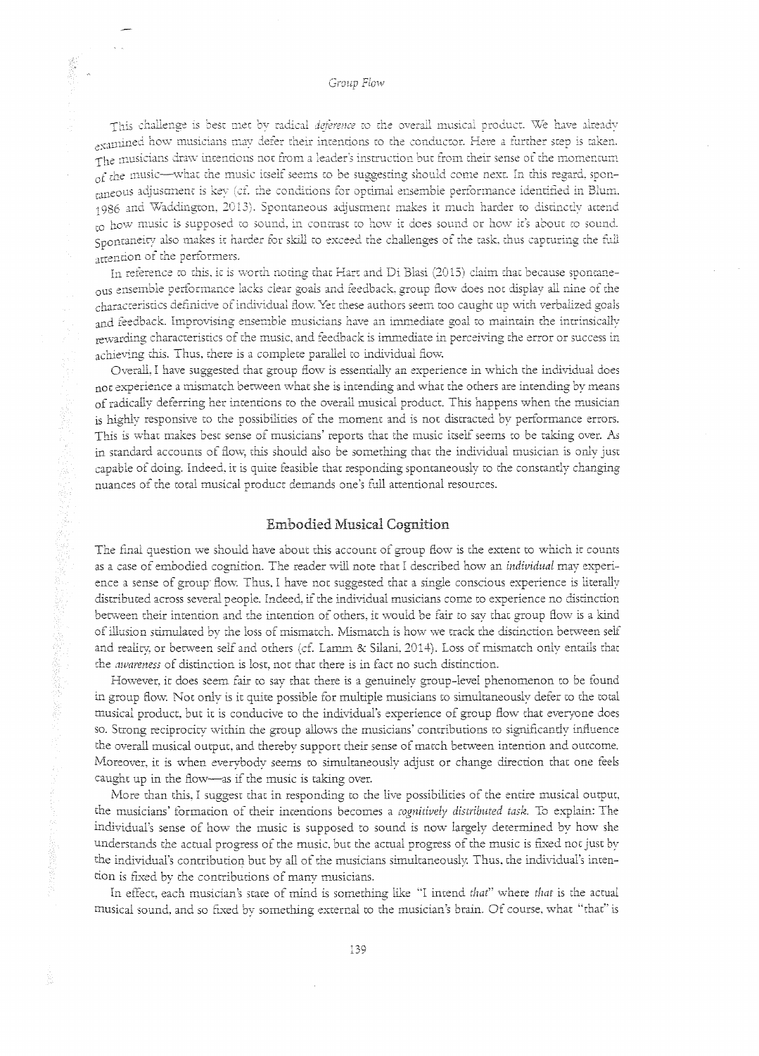This challenge is best met by radical *deference* to the overall musical product. We have already examined how musicians may defer their intentions to the conductor. Here a further step is taken. The musicians draw intentions not from a leader's instruction but from their sense of the momentum of the music—what the music itself seems to be suggesting should come next. In this regard, spontaneous adjustment is key (cf. the conditions for optimal ensemble performance identified in Blum, 1986 and Waddington, 2013). Spontaneous adjustment makes it much harder to distinctly attend to how music is supposed to sound, in contrast to how it does sound or how it's about to sound. Spontaneity also makes it harder for skill to exceed the challenges of the task, thus capturing the full attention of the performers.

In reference to this, it is worth noting that Hart and Di Blasi (2015) claim that because spontaneous ensemble performance lacks clear goals and feedback, group flow does not display all nine of the characteristics definitive of individual flow. Yet these authors seem too caught up with verbalized goals and feedback. Improvising ensemble musicians have an immediate goal to maintain the intrinsically rewarding characteristics of the music, and feedback is immediate in perceiving the error or success in achieving this. Thus, there is a complete parallel to individual flow.

Overall, I have suggested that group flow is essentially an experience in which the individual does not experience a mismatch between what she is intending and what the others are intending by means of radically deferring her intentions to the overall musical product. This happens when the musician is highly responsive to the possibilities of the moment and is not distracted by performance errors. This is what makes best sense of musicians' reports that the music itself seems to be taking over. As in standard accounts of flow, this should also be something that the individual musician is only just capable of doing. Indeed, it is quite feasible that responding spontaneously to the constantly changing nuances of the total musical product demands one's full attentional resources.

## Embodied Musical Cognition

The final question we should have about this account of group flow is the extent to which it counts as a case of embodied cognition. The reader will note that I described how an *individual* may experience a sense of group flow. Thus, I have not suggested that a single conscious experience is literally distributed across several people. Indeed, if the individual musicians come to experience no distinction between their intention and the intention of others, it would be fair to say that group flow is a kind of illusion stimulated by the loss of mismatch. Mismatch is how we track the distinction between self and reality, or between self and others (cf. Lamm & Silani, 2014). Loss of mismatch only entails that the *awareness* of distinction is lost, not that there is in fact no such distinction.

However, it does seem fair to say that there is a genuinely group-level phenomenon to be found in group flow. Not only is it quite possible for multiple musicians to simultaneously defer to the total musical product, but it is conducive to the individual's experience of group flow that everyone does so. Strong reciprocity within the group allows the musicians' contributions to significantly influence the overall musical output, and thereby support their sense of match between intention and outcome. Moreover, it is when everybody seems to simultaneously adjust or change direction that one feels caught up in the flow—as if the music is taking over.

More than this, I suggest that in responding to the live possibilities of the entire musical output, the musicians' formation of their intentions becomes a *cognitively distributed task*. To explain: The individual's sense of how the music is supposed to sound is now largely determined by how she understands the actual progress of the music, but the actual progress of the music is fixed not just by the individual's contribution but by all of the musicians simultaneously. Thus, the individual's intention is fixed by the contributions of many musicians.

In effect, each musician's state of mind is something like "I intend *that*" where *that* is the actual musical sound, and so fixed by something external to the musician's brain. Of course, what "that" is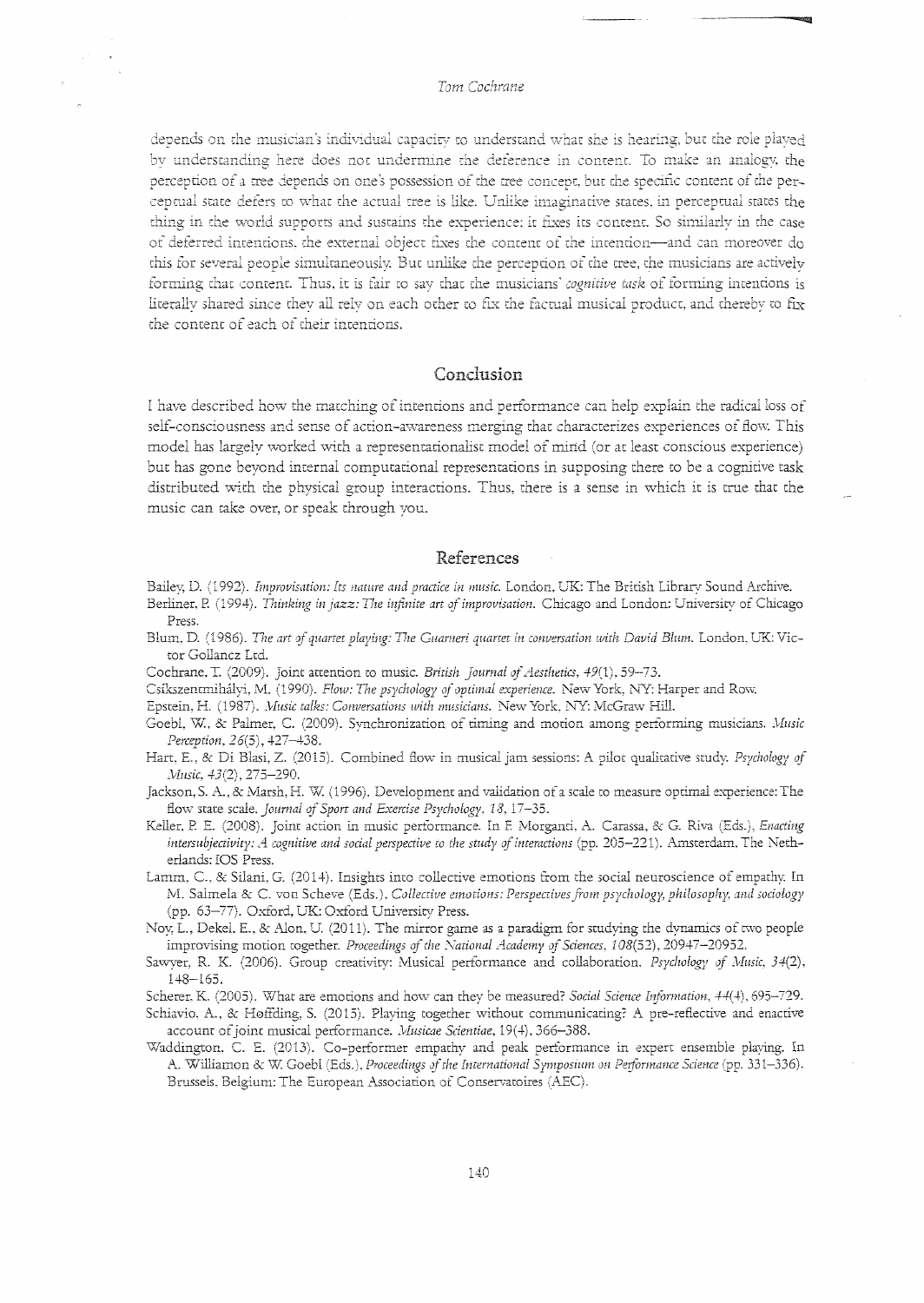depends on the musician's individual capacity to understand what she is hearing, but the role played by understanding here does not undermine the deference in content. To make an analogy, the perception of a tree depends on one's possession of the tree concept, but the specific content of the perceptual state defers to what the actual tree is like. Unlike imaginative states, in perceptual states the thing in the world supports and sustains the experience: it fixes its content. So similarly in the case of deferred intentions, the external object fixes the content of the intention—and can moreover do this for several people simultaneously. But unlike the perception of the tree, the musicians are actively forming that content. Thus, it is fair to say that the musicians' *cognitive task* of forming intentions is literally shared since they all rely on each other to fix the factual musical product, and thereby to fix the content of each of their intentions.

## Conclusion

I have described how the matching of intentions and performance can help explain the radical loss of self-consciousness and sense of action-awareness merging that characterizes experiences of flow. This model has largely worked with a representationalist model of mind (or at least conscious experience) but has gone beyond internal computational representations in supposing there to be a cognitive task distributed with the physical group interactions. Thus, there is a sense in which it is true that the music can take over, or speak through you.

## References

Bailey, D. (1992). *Improvisation: Its nature and practice in music.* London, UK: The British Library Sound Archive.

Berliner, P. (1994). *Thinking in jazz: The infinite art of improvisation.* Chicago and London: University of Chicago Press.

Blum, D. (1986). *The art of quartet playing: The Guarneri quartet in conversation with David Blum.* London, UK: Victor Gollancz Ltd.

Cochrane, T. (2009). Joint attention to music. *British Journal of Aesthetics, 49*(1), 59–73.

Csíkszentmihályi, M. (1990). *Flow: The psychology of optimal experience.* New York, NY: Harper and Row.

Epstein, H. (1987). *Music talks: Conversations with musicians.* New York, NY: McGraw Hill.

Goebl, W., & Palmer, C. (2009). Synchronization of timing and motion among performing musicians. *Music Perception, 26*(5), 427–438.

Hart, E., & Di Blasi, Z. (2015). Combined flow in musical jam sessions: A pilot qualitative study. *Psychology of Music, 43*(2), 275–290.

Jackson, S. A., & Marsh, H. W. (1996). Development and validation of a scale to measure optimal experience: The flow state scale. *Journal of Sport and Exercise Psychology, 18*, 17–35.

Keller, P. E. (2008). Joint action in music performance. In F. Morganti, A. Carassa, & G. Riva (Eds.), *Enacting intersubjectivity: A cognitive and social perspective to the study of interactions* (pp. 205–221). Amsterdam, The Netherlands: IOS Press.

Lamm, C., & Silani, G. (2014). Insights into collective emotions from the social neuroscience of empathy. In M. Salmela & C. von Scheve (Eds.), *Collective emotions: Perspectives from psychology, philosophy, and sociology* (pp. 63–77). Oxford, UK: Oxford University Press.

Noy, L., Dekel, E., & Alon, U. (2011). The mirror game as a paradigm for studying the dynamics of two people improvising motion together. *Proceedings of the National Academy of Sciences, 108*(52), 20947–20952.

Sawyer, R. K. (2006). Group creativity: Musical performance and collaboration. *Psychology of Music, 34*(2), 148–165.

Scherer, K. (2005). What are emotions and how can they be measured? *Social Science Information, 44*(4), 695–729.

Schiavio, A., & Høffding, S. (2015). Playing together without communicating? A pre-reflective and enactive account of joint musical performance. *Musicae Scientiae*, 19(4), 366–388.

Waddington, C. E. (2013). Co-performer empathy and peak performance in expert ensemble playing. In A. Williamon & W. Goebl (Eds.), *Proceedings of the International Symposium on Performance Science* (pp. 331–336). Brussels, Belgium: The European Association of Conservatoires (AEC).